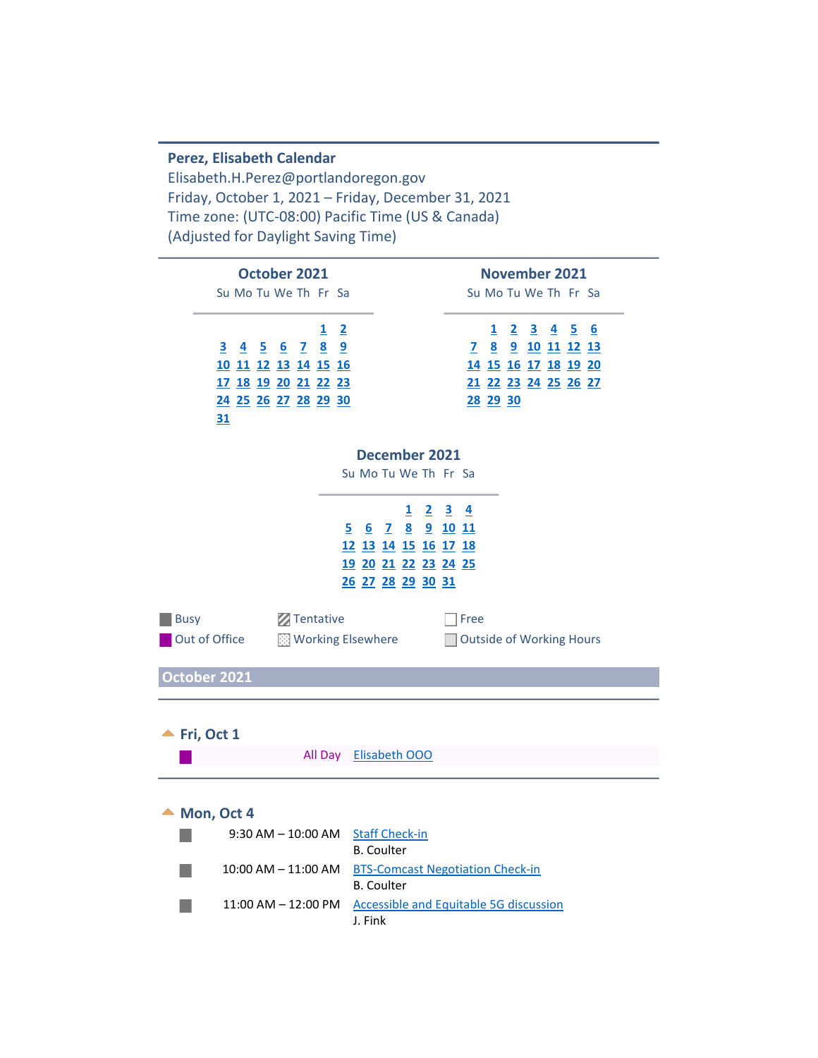**Perez, Elisabeth Calendar**
Elisabeth.H.Perez@portlandoregon.gov
Friday, October 1, 2021 – Friday, December 31, 2021
Time zone: (UTC-08:00) Pacific Time (US & Canada)
(Adjusted for Daylight Saving Time)

**October 2021**

| Su | Mo | Tu | We | Th | Fr | Sa |
|---|---|---|---|---|---|---|
| | | | | | 1 | 2 |
| 3 | 4 | 5 | 6 | 7 | 8 | 9 |
| 10 | 11 | 12 | 13 | 14 | 15 | 16 |
| 17 | 18 | 19 | 20 | 21 | 22 | 23 |
| 24 | 25 | 26 | 27 | 28 | 29 | 30 |
| 31 | | | | | | |

**November 2021**

| Su | Mo | Tu | We | Th | Fr | Sa |
|---|---|---|---|---|---|---|
| | 1 | 2 | 3 | 4 | 5 | 6 |
| 7 | 8 | 9 | 10 | 11 | 12 | 13 |
| 14 | 15 | 16 | 17 | 18 | 19 | 20 |
| 21 | 22 | 23 | 24 | 25 | 26 | 27 |
| 28 | 29 | 30 | | | | |

**December 2021**

| Su | Mo | Tu | We | Th | Fr | Sa |
|---|---|---|---|---|---|---|
| | | | 1 | 2 | 3 | 4 |
| 5 | 6 | 7 | 8 | 9 | 10 | 11 |
| 12 | 13 | 14 | 15 | 16 | 17 | 18 |
| 19 | 20 | 21 | 22 | 23 | 24 | 25 |
| 26 | 27 | 28 | 29 | 30 | 31 | |

Busy | Tentative | Free
Out of Office | Working Elsewhere | Outside of Working Hours

## October 2021

### Fri, Oct 1

| Time | Event |
|---|---|
| All Day | Elisabeth OOO |

### Mon, Oct 4

| Time | Event |
|---|---|
| 9:30 AM – 10:00 AM | Staff Check-in<br>B. Coulter |
| 10:00 AM – 11:00 AM | BTS-Comcast Negotiation Check-in<br>B. Coulter |
| 11:00 AM – 12:00 PM | Accessible and Equitable 5G discussion<br>J. Fink |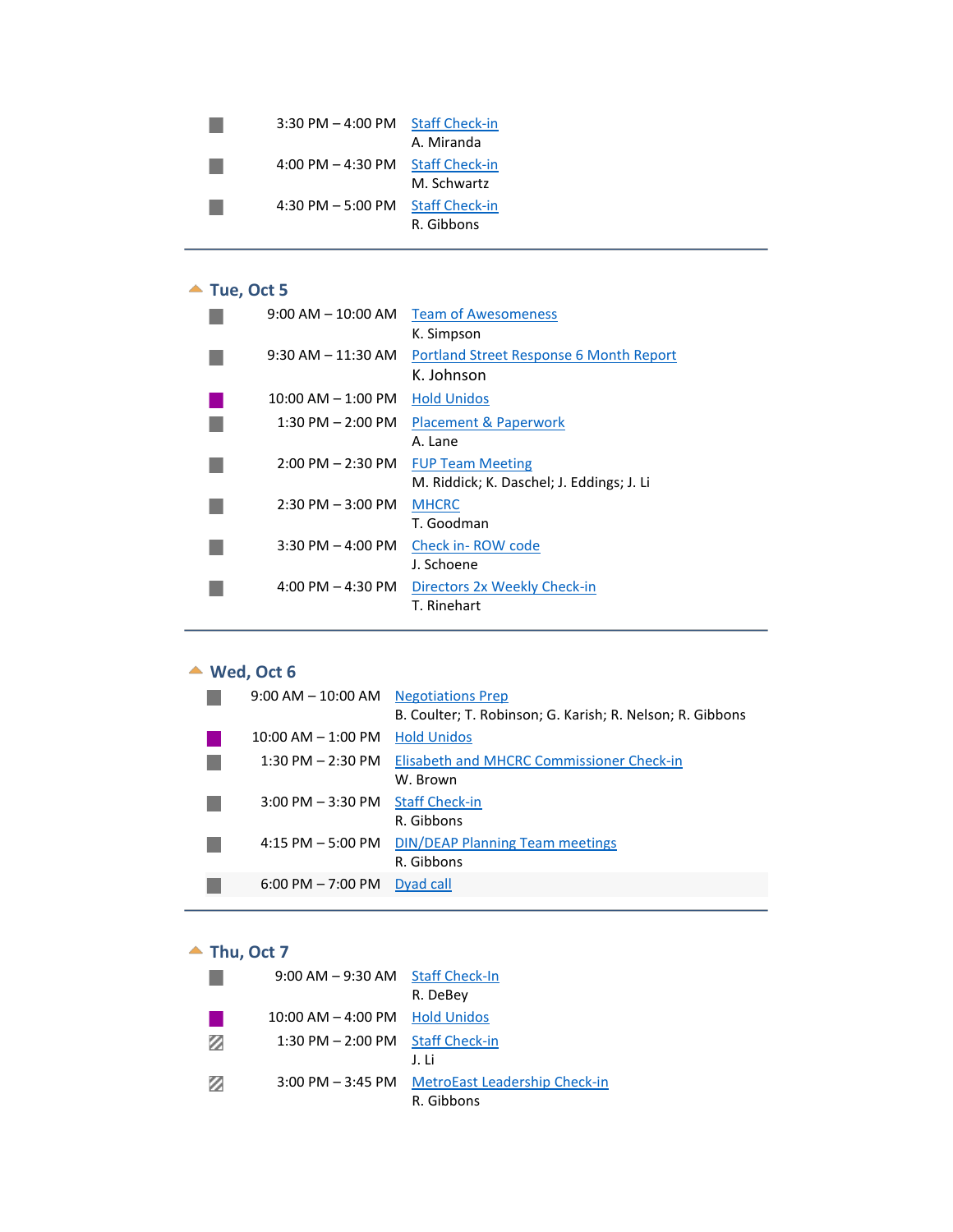3:30 PM – 4:00 PM [Staff Check-in]
A. Miranda

4:00 PM – 4:30 PM [Staff Check-in]
M. Schwartz

4:30 PM – 5:00 PM [Staff Check-in]
R. Gibbons

---

## Tue, Oct 5

| Time | Event |
|---|---|
| 9:00 AM – 10:00 AM | Team of Awesomeness<br>K. Simpson |
| 9:30 AM – 11:30 AM | Portland Street Response 6 Month Report<br>K. Johnson |
| 10:00 AM – 1:00 PM | Hold Unidos |
| 1:30 PM – 2:00 PM | Placement & Paperwork<br>A. Lane |
| 2:00 PM – 2:30 PM | FUP Team Meeting<br>M. Riddick; K. Daschel; J. Eddings; J. Li |
| 2:30 PM – 3:00 PM | MHCRC<br>T. Goodman |
| 3:30 PM – 4:00 PM | Check in- ROW code<br>J. Schoene |
| 4:00 PM – 4:30 PM | Directors 2x Weekly Check-in<br>T. Rinehart |

---

## Wed, Oct 6

| Time | Event |
|---|---|
| 9:00 AM – 10:00 AM | Negotiations Prep<br>B. Coulter; T. Robinson; G. Karish; R. Nelson; R. Gibbons |
| 10:00 AM – 1:00 PM | Hold Unidos |
| 1:30 PM – 2:30 PM | Elisabeth and MHCRC Commissioner Check-in<br>W. Brown |
| 3:00 PM – 3:30 PM | Staff Check-in<br>R. Gibbons |
| 4:15 PM – 5:00 PM | DIN/DEAP Planning Team meetings<br>R. Gibbons |
| 6:00 PM – 7:00 PM | Dyad call |

---

## Thu, Oct 7

| Time | Event |
|---|---|
| 9:00 AM – 9:30 AM | Staff Check-In<br>R. DeBey |
| 10:00 AM – 4:00 PM | Hold Unidos |
| 1:30 PM – 2:00 PM | Staff Check-in<br>J. Li |
| 3:00 PM – 3:45 PM | MetroEast Leadership Check-in<br>R. Gibbons |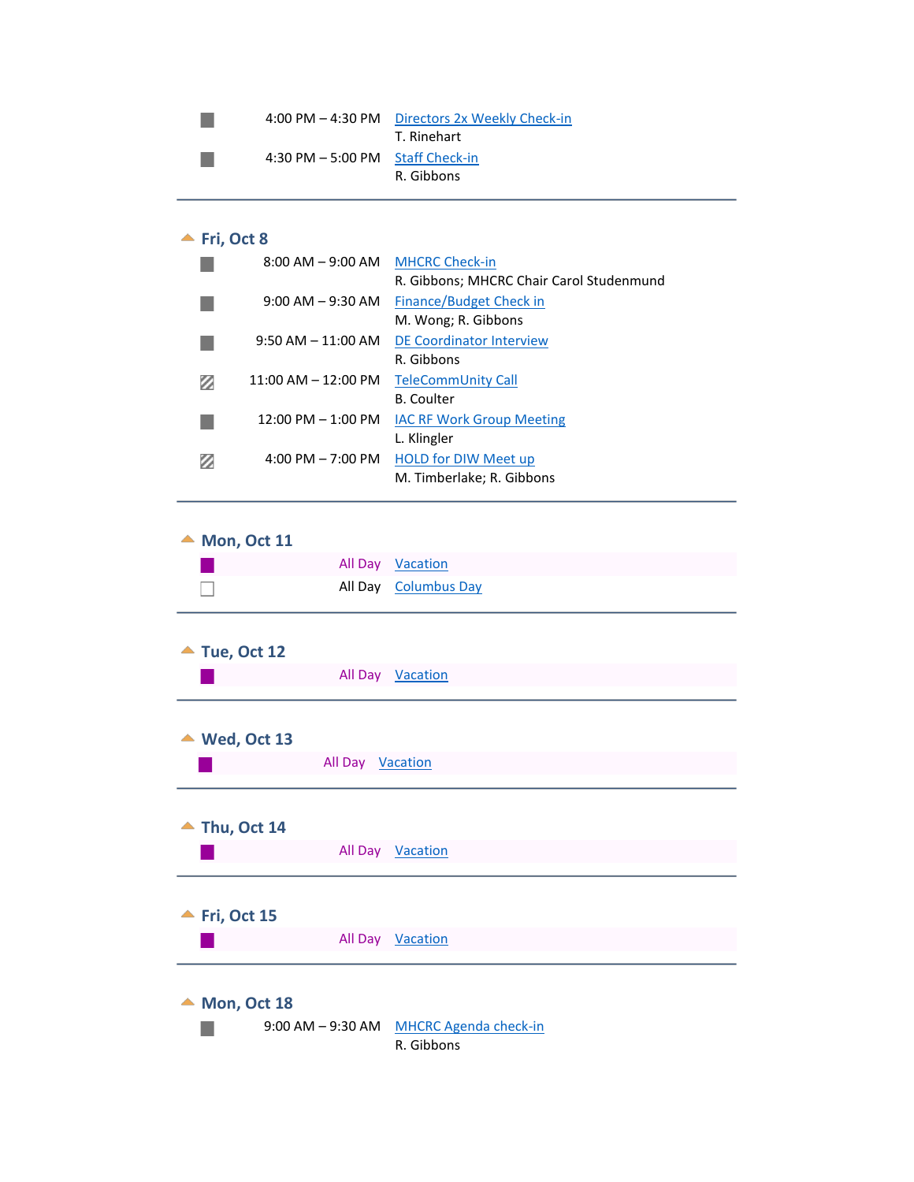- 4:00 PM – 4:30 PM — Directors 2x Weekly Check-in
  T. Rinehart
- 4:30 PM – 5:00 PM — Staff Check-in
  R. Gibbons

## Fri, Oct 8

- 8:00 AM – 9:00 AM — MHCRC Check-in
  R. Gibbons; MHCRC Chair Carol Studenmund
- 9:00 AM – 9:30 AM — Finance/Budget Check in
  M. Wong; R. Gibbons
- 9:50 AM – 11:00 AM — DE Coordinator Interview
  R. Gibbons
- 11:00 AM – 12:00 PM — TeleCommUnity Call
  B. Coulter
- 12:00 PM – 1:00 PM — IAC RF Work Group Meeting
  L. Klingler
- 4:00 PM – 7:00 PM — HOLD for DIW Meet up
  M. Timberlake; R. Gibbons

## Mon, Oct 11

- All Day — Vacation
- All Day — Columbus Day

## Tue, Oct 12

- All Day — Vacation

## Wed, Oct 13

- All Day — Vacation

## Thu, Oct 14

- All Day — Vacation

## Fri, Oct 15

- All Day — Vacation

## Mon, Oct 18

- 9:00 AM – 9:30 AM — MHCRC Agenda check-in
  R. Gibbons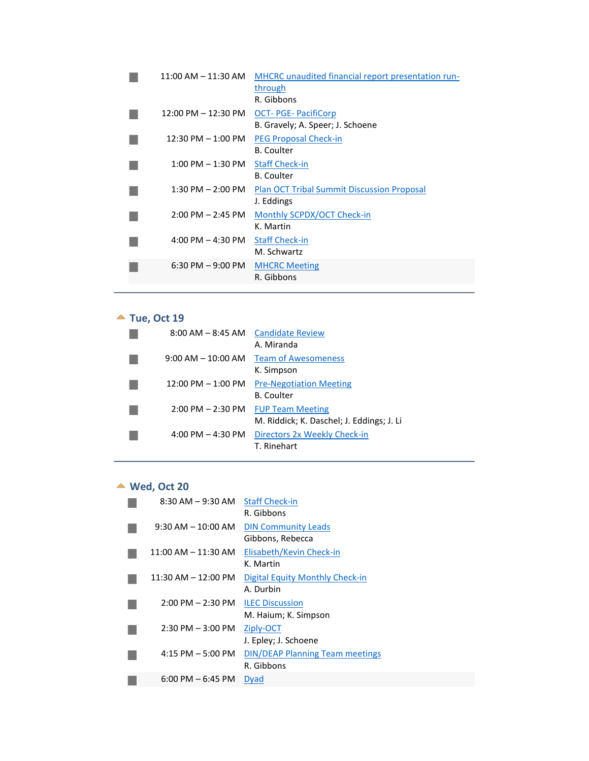- 11:00 AM – 11:30 AM [MHCRC unaudited financial report presentation run-through]
  R. Gibbons
- 12:00 PM – 12:30 PM [OCT- PGE- PacifiCorp]
  B. Gravely; A. Speer; J. Schoene
- 12:30 PM – 1:00 PM [PEG Proposal Check-in]
  B. Coulter
- 1:00 PM – 1:30 PM [Staff Check-in]
  B. Coulter
- 1:30 PM – 2:00 PM [Plan OCT Tribal Summit Discussion Proposal]
  J. Eddings
- 2:00 PM – 2:45 PM [Monthly SCPDX/OCT Check-in]
  K. Martin
- 4:00 PM – 4:30 PM [Staff Check-in]
  M. Schwartz
- 6:30 PM – 9:00 PM [MHCRC Meeting]
  R. Gibbons

---

## Tue, Oct 19

- 8:00 AM – 8:45 AM [Candidate Review]
  A. Miranda
- 9:00 AM – 10:00 AM [Team of Awesomeness]
  K. Simpson
- 12:00 PM – 1:00 PM [Pre-Negotiation Meeting]
  B. Coulter
- 2:00 PM – 2:30 PM [FUP Team Meeting]
  M. Riddick; K. Daschel; J. Eddings; J. Li
- 4:00 PM – 4:30 PM [Directors 2x Weekly Check-in]
  T. Rinehart

---

## Wed, Oct 20

- 8:30 AM – 9:30 AM [Staff Check-in]
  R. Gibbons
- 9:30 AM – 10:00 AM [DIN Community Leads]
  Gibbons, Rebecca
- 11:00 AM – 11:30 AM [Elisabeth/Kevin Check-in]
  K. Martin
- 11:30 AM – 12:00 PM [Digital Equity Monthly Check-in]
  A. Durbin
- 2:00 PM – 2:30 PM [ILEC Discussion]
  M. Haium; K. Simpson
- 2:30 PM – 3:00 PM [Ziply-OCT]
  J. Epley; J. Schoene
- 4:15 PM – 5:00 PM [DIN/DEAP Planning Team meetings]
  R. Gibbons
- 6:00 PM – 6:45 PM [Dyad]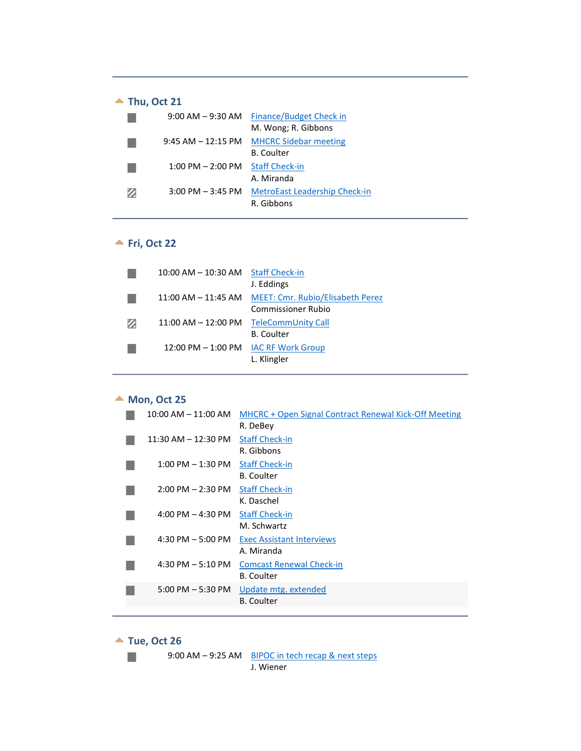## Thu, Oct 21

| Time | Event |
|---|---|
| 9:00 AM – 9:30 AM | Finance/Budget Check in<br>M. Wong; R. Gibbons |
| 9:45 AM – 12:15 PM | MHCRC Sidebar meeting<br>B. Coulter |
| 1:00 PM – 2:00 PM | Staff Check-in<br>A. Miranda |
| 3:00 PM – 3:45 PM | MetroEast Leadership Check-in<br>R. Gibbons |

## Fri, Oct 22

| Time | Event |
|---|---|
| 10:00 AM – 10:30 AM | Staff Check-in<br>J. Eddings |
| 11:00 AM – 11:45 AM | MEET: Cmr. Rubio/Elisabeth Perez<br>Commissioner Rubio |
| 11:00 AM – 12:00 PM | TeleCommUnity Call<br>B. Coulter |
| 12:00 PM – 1:00 PM | IAC RF Work Group<br>L. Klingler |

## Mon, Oct 25

| Time | Event |
|---|---|
| 10:00 AM – 11:00 AM | MHCRC + Open Signal Contract Renewal Kick-Off Meeting<br>R. DeBey |
| 11:30 AM – 12:30 PM | Staff Check-in<br>R. Gibbons |
| 1:00 PM – 1:30 PM | Staff Check-in<br>B. Coulter |
| 2:00 PM – 2:30 PM | Staff Check-in<br>K. Daschel |
| 4:00 PM – 4:30 PM | Staff Check-in<br>M. Schwartz |
| 4:30 PM – 5:00 PM | Exec Assistant Interviews<br>A. Miranda |
| 4:30 PM – 5:10 PM | Comcast Renewal Check-in<br>B. Coulter |
| 5:00 PM – 5:30 PM | Update mtg. extended<br>B. Coulter |

## Tue, Oct 26

| Time | Event |
|---|---|
| 9:00 AM – 9:25 AM | BIPOC in tech recap & next steps<br>J. Wiener |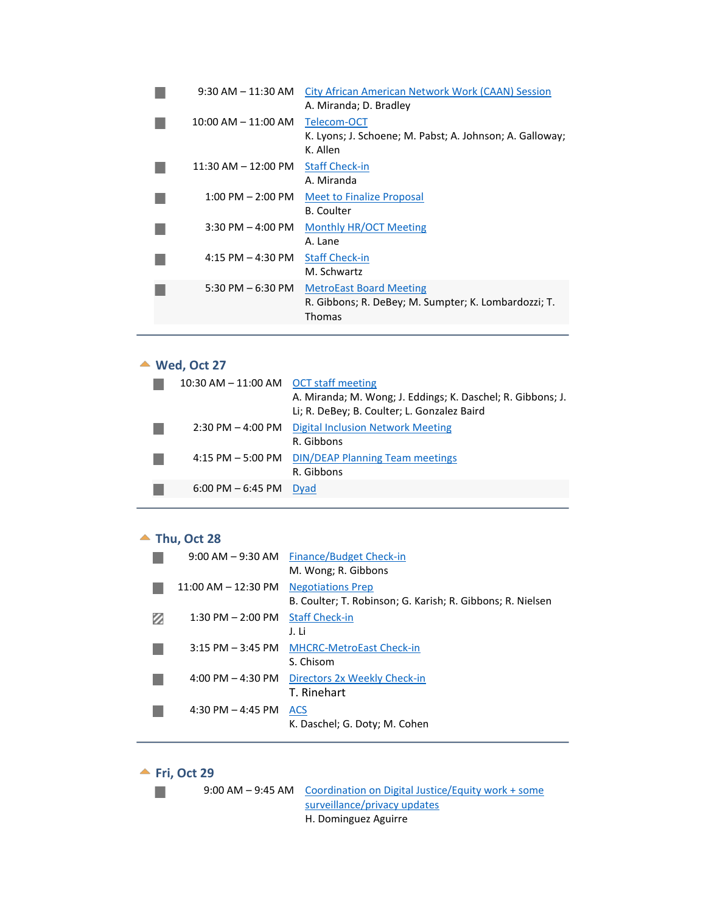- 9:30 AM – 11:30 AM [City African American Network Work (CAAN) Session]
  A. Miranda; D. Bradley
- 10:00 AM – 11:00 AM [Telecom-OCT]
  K. Lyons; J. Schoene; M. Pabst; A. Johnson; A. Galloway; K. Allen
- 11:30 AM – 12:00 PM [Staff Check-in]
  A. Miranda
- 1:00 PM – 2:00 PM [Meet to Finalize Proposal]
  B. Coulter
- 3:30 PM – 4:00 PM [Monthly HR/OCT Meeting]
  A. Lane
- 4:15 PM – 4:30 PM [Staff Check-in]
  M. Schwartz
- 5:30 PM – 6:30 PM [MetroEast Board Meeting]
  R. Gibbons; R. DeBey; M. Sumpter; K. Lombardozzi; T. Thomas

---

## Wed, Oct 27

- 10:30 AM – 11:00 AM [OCT staff meeting]
  A. Miranda; M. Wong; J. Eddings; K. Daschel; R. Gibbons; J. Li; R. DeBey; B. Coulter; L. Gonzalez Baird
- 2:30 PM – 4:00 PM [Digital Inclusion Network Meeting]
  R. Gibbons
- 4:15 PM – 5:00 PM [DIN/DEAP Planning Team meetings]
  R. Gibbons
- 6:00 PM – 6:45 PM [Dyad]

---

## Thu, Oct 28

- 9:00 AM – 9:30 AM [Finance/Budget Check-in]
  M. Wong; R. Gibbons
- 11:00 AM – 12:30 PM [Negotiations Prep]
  B. Coulter; T. Robinson; G. Karish; R. Gibbons; R. Nielsen
- 1:30 PM – 2:00 PM [Staff Check-in]
  J. Li
- 3:15 PM – 3:45 PM [MHCRC-MetroEast Check-in]
  S. Chisom
- 4:00 PM – 4:30 PM [Directors 2x Weekly Check-in]
  T. Rinehart
- 4:30 PM – 4:45 PM [ACS]
  K. Daschel; G. Doty; M. Cohen

---

## Fri, Oct 29

- 9:00 AM – 9:45 AM [Coordination on Digital Justice/Equity work + some surveillance/privacy updates]
  H. Dominguez Aguirre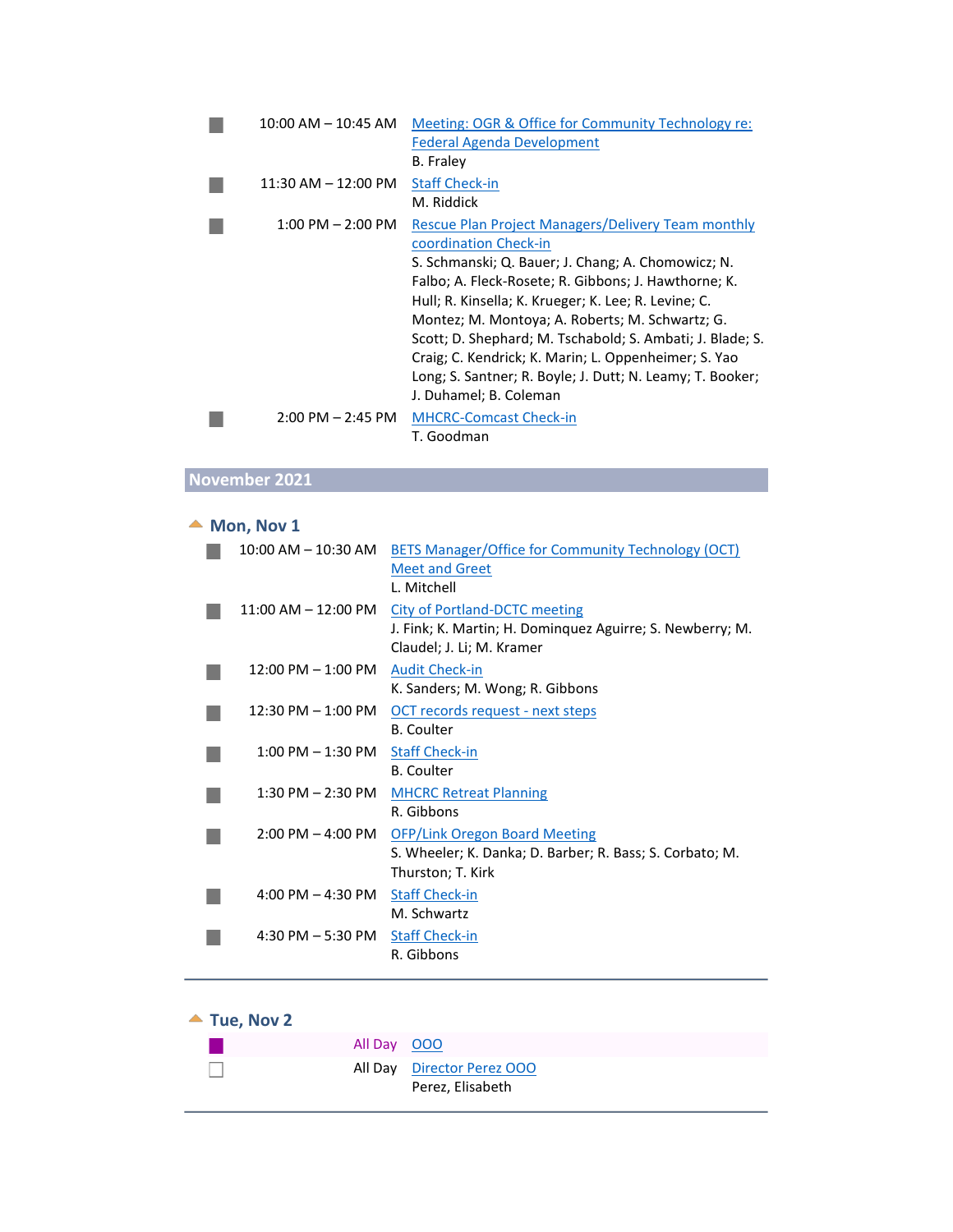| | | |
|---|---|---|
| ■ | 10:00 AM – 10:45 AM | Meeting: OGR & Office for Community Technology re: Federal Agenda Development<br>B. Fraley |
| ■ | 11:30 AM – 12:00 PM | Staff Check-in<br>M. Riddick |
| ■ | 1:00 PM – 2:00 PM | Rescue Plan Project Managers/Delivery Team monthly coordination Check-in<br>S. Schmanski; Q. Bauer; J. Chang; A. Chomowicz; N. Falbo; A. Fleck-Rosete; R. Gibbons; J. Hawthorne; K. Hull; R. Kinsella; K. Krueger; K. Lee; R. Levine; C. Montez; M. Montoya; A. Roberts; M. Schwartz; G. Scott; D. Shephard; M. Tschabold; S. Ambati; J. Blade; S. Craig; C. Kendrick; K. Marin; L. Oppenheimer; S. Yao Long; S. Santner; R. Boyle; J. Dutt; N. Leamy; T. Booker; J. Duhamel; B. Coleman |
| ■ | 2:00 PM – 2:45 PM | MHCRC-Comcast Check-in<br>T. Goodman |

## November 2021

### Mon, Nov 1

| | | |
|---|---|---|
| ■ | 10:00 AM – 10:30 AM | BETS Manager/Office for Community Technology (OCT) Meet and Greet<br>L. Mitchell |
| ■ | 11:00 AM – 12:00 PM | City of Portland-DCTC meeting<br>J. Fink; K. Martin; H. Dominquez Aguirre; S. Newberry; M. Claudel; J. Li; M. Kramer |
| ■ | 12:00 PM – 1:00 PM | Audit Check-in<br>K. Sanders; M. Wong; R. Gibbons |
| ■ | 12:30 PM – 1:00 PM | OCT records request - next steps<br>B. Coulter |
| ■ | 1:00 PM – 1:30 PM | Staff Check-in<br>B. Coulter |
| ■ | 1:30 PM – 2:30 PM | MHCRC Retreat Planning<br>R. Gibbons |
| ■ | 2:00 PM – 4:00 PM | OFP/Link Oregon Board Meeting<br>S. Wheeler; K. Danka; D. Barber; R. Bass; S. Corbato; M. Thurston; T. Kirk |
| ■ | 4:00 PM – 4:30 PM | Staff Check-in<br>M. Schwartz |
| ■ | 4:30 PM – 5:30 PM | Staff Check-in<br>R. Gibbons |

### Tue, Nov 2

| | | |
|---|---|---|
| ■ | All Day | OOO |
| □ | All Day | Director Perez OOO<br>Perez, Elisabeth |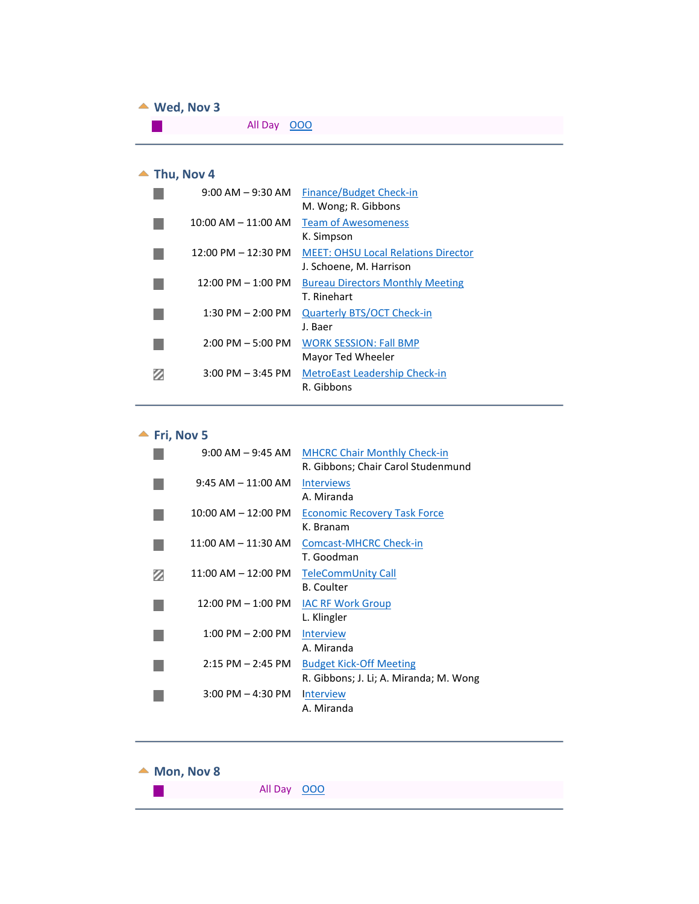## Wed, Nov 3

All Day OOO

---

## Thu, Nov 4

9:00 AM – 9:30 AM Finance/Budget Check-in
M. Wong; R. Gibbons

10:00 AM – 11:00 AM Team of Awesomeness
K. Simpson

12:00 PM – 12:30 PM MEET: OHSU Local Relations Director
J. Schoene, M. Harrison

12:00 PM – 1:00 PM Bureau Directors Monthly Meeting
T. Rinehart

1:30 PM – 2:00 PM Quarterly BTS/OCT Check-in
J. Baer

2:00 PM – 5:00 PM WORK SESSION: Fall BMP
Mayor Ted Wheeler

3:00 PM – 3:45 PM MetroEast Leadership Check-in
R. Gibbons

---

## Fri, Nov 5

9:00 AM – 9:45 AM MHCRC Chair Monthly Check-in
R. Gibbons; Chair Carol Studenmund

9:45 AM – 11:00 AM Interviews
A. Miranda

10:00 AM – 12:00 PM Economic Recovery Task Force
K. Branam

11:00 AM – 11:30 AM Comcast-MHCRC Check-in
T. Goodman

11:00 AM – 12:00 PM TeleCommUnity Call
B. Coulter

12:00 PM – 1:00 PM IAC RF Work Group
L. Klingler

1:00 PM – 2:00 PM Interview
A. Miranda

2:15 PM – 2:45 PM Budget Kick-Off Meeting
R. Gibbons; J. Li; A. Miranda; M. Wong

3:00 PM – 4:30 PM Interview
A. Miranda

---

## Mon, Nov 8

All Day OOO

---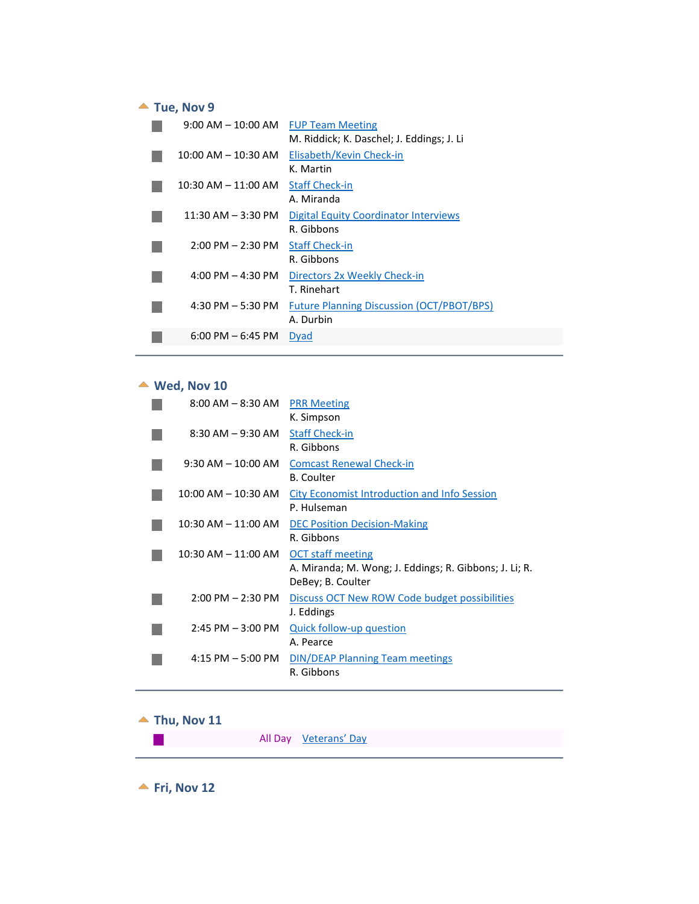## Tue, Nov 9

| Time | Event |
|---|---|
| 9:00 AM – 10:00 AM | FUP Team Meeting<br>M. Riddick; K. Daschel; J. Eddings; J. Li |
| 10:00 AM – 10:30 AM | Elisabeth/Kevin Check-in<br>K. Martin |
| 10:30 AM – 11:00 AM | Staff Check-in<br>A. Miranda |
| 11:30 AM – 3:30 PM | Digital Equity Coordinator Interviews<br>R. Gibbons |
| 2:00 PM – 2:30 PM | Staff Check-in<br>R. Gibbons |
| 4:00 PM – 4:30 PM | Directors 2x Weekly Check-in<br>T. Rinehart |
| 4:30 PM – 5:30 PM | Future Planning Discussion (OCT/PBOT/BPS)<br>A. Durbin |
| 6:00 PM – 6:45 PM | Dyad |

## Wed, Nov 10

| Time | Event |
|---|---|
| 8:00 AM – 8:30 AM | PRR Meeting<br>K. Simpson |
| 8:30 AM – 9:30 AM | Staff Check-in<br>R. Gibbons |
| 9:30 AM – 10:00 AM | Comcast Renewal Check-in<br>B. Coulter |
| 10:00 AM – 10:30 AM | City Economist Introduction and Info Session<br>P. Hulseman |
| 10:30 AM – 11:00 AM | DEC Position Decision-Making<br>R. Gibbons |
| 10:30 AM – 11:00 AM | OCT staff meeting<br>A. Miranda; M. Wong; J. Eddings; R. Gibbons; J. Li; R. DeBey; B. Coulter |
| 2:00 PM – 2:30 PM | Discuss OCT New ROW Code budget possibilities<br>J. Eddings |
| 2:45 PM – 3:00 PM | Quick follow-up question<br>A. Pearce |
| 4:15 PM – 5:00 PM | DIN/DEAP Planning Team meetings<br>R. Gibbons |

## Thu, Nov 11

| Time | Event |
|---|---|
| All Day | Veterans' Day |

## Fri, Nov 12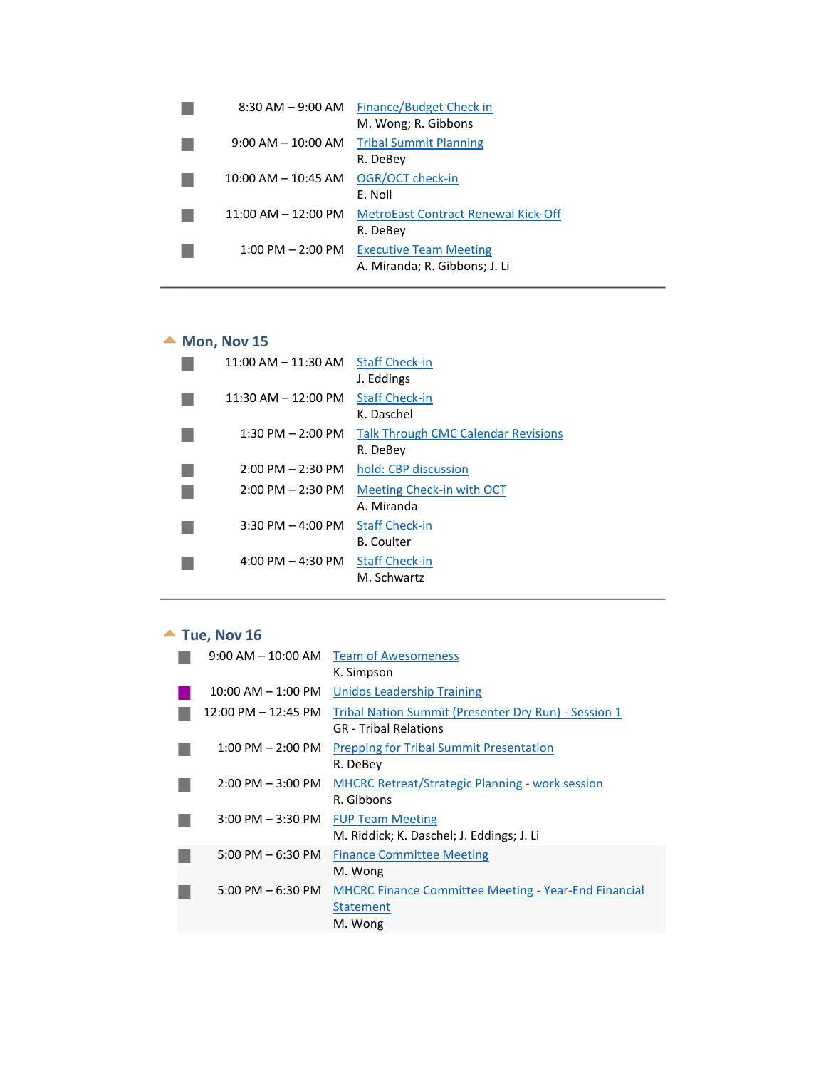- 8:30 AM – 9:00 AM **Finance/Budget Check in**
  M. Wong; R. Gibbons
- 9:00 AM – 10:00 AM **Tribal Summit Planning**
  R. DeBey
- 10:00 AM – 10:45 AM **OGR/OCT check-in**
  E. Noll
- 11:00 AM – 12:00 PM **MetroEast Contract Renewal Kick-Off**
  R. DeBey
- 1:00 PM – 2:00 PM **Executive Team Meeting**
  A. Miranda; R. Gibbons; J. Li

---

## Mon, Nov 15

- 11:00 AM – 11:30 AM **Staff Check-in**
  J. Eddings
- 11:30 AM – 12:00 PM **Staff Check-in**
  K. Daschel
- 1:30 PM – 2:00 PM **Talk Through CMC Calendar Revisions**
  R. DeBey
- 2:00 PM – 2:30 PM **hold: CBP discussion**
- 2:00 PM – 2:30 PM **Meeting Check-in with OCT**
  A. Miranda
- 3:30 PM – 4:00 PM **Staff Check-in**
  B. Coulter
- 4:00 PM – 4:30 PM **Staff Check-in**
  M. Schwartz

---

## Tue, Nov 16

- 9:00 AM – 10:00 AM **Team of Awesomeness**
  K. Simpson
- 10:00 AM – 1:00 PM **Unidos Leadership Training**
- 12:00 PM – 12:45 PM **Tribal Nation Summit (Presenter Dry Run) - Session 1**
  GR - Tribal Relations
- 1:00 PM – 2:00 PM **Prepping for Tribal Summit Presentation**
  R. DeBey
- 2:00 PM – 3:00 PM **MHCRC Retreat/Strategic Planning - work session**
  R. Gibbons
- 3:00 PM – 3:30 PM **FUP Team Meeting**
  M. Riddick; K. Daschel; J. Eddings; J. Li
- 5:00 PM – 6:30 PM **Finance Committee Meeting**
  M. Wong
- 5:00 PM – 6:30 PM **MHCRC Finance Committee Meeting - Year-End Financial Statement**
  M. Wong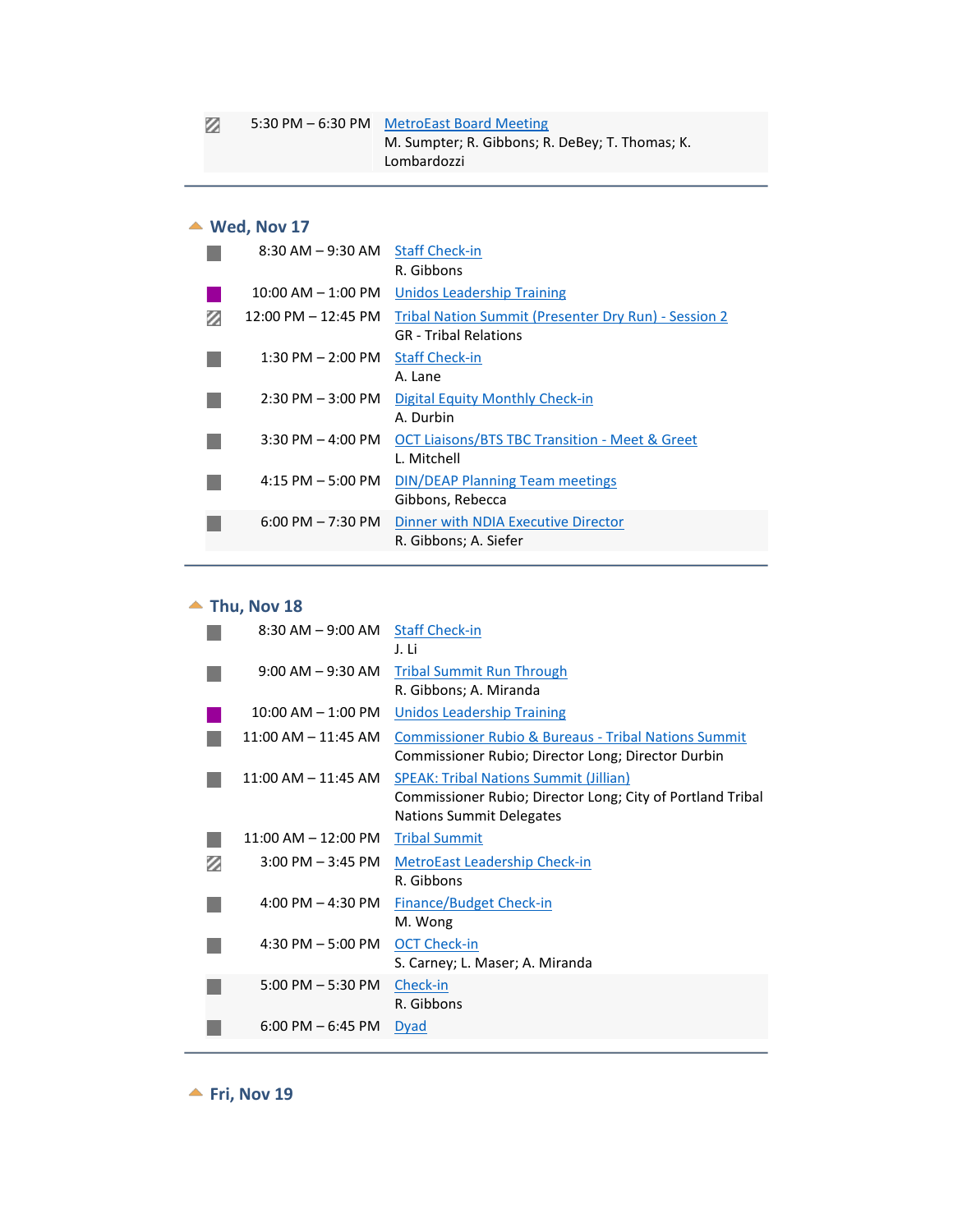| | | |
|---|---|---|
| | 5:30 PM – 6:30 PM | MetroEast Board Meeting<br>M. Sumpter; R. Gibbons; R. DeBey; T. Thomas; K. Lombardozzi |

## Wed, Nov 17

| | | |
|---|---|---|
| | 8:30 AM – 9:30 AM | Staff Check-in<br>R. Gibbons |
| | 10:00 AM – 1:00 PM | Unidos Leadership Training |
| | 12:00 PM – 12:45 PM | Tribal Nation Summit (Presenter Dry Run) - Session 2<br>GR - Tribal Relations |
| | 1:30 PM – 2:00 PM | Staff Check-in<br>A. Lane |
| | 2:30 PM – 3:00 PM | Digital Equity Monthly Check-in<br>A. Durbin |
| | 3:30 PM – 4:00 PM | OCT Liaisons/BTS TBC Transition - Meet & Greet<br>L. Mitchell |
| | 4:15 PM – 5:00 PM | DIN/DEAP Planning Team meetings<br>Gibbons, Rebecca |
| | 6:00 PM – 7:30 PM | Dinner with NDIA Executive Director<br>R. Gibbons; A. Siefer |

## Thu, Nov 18

| | | |
|---|---|---|
| | 8:30 AM – 9:00 AM | Staff Check-in<br>J. Li |
| | 9:00 AM – 9:30 AM | Tribal Summit Run Through<br>R. Gibbons; A. Miranda |
| | 10:00 AM – 1:00 PM | Unidos Leadership Training |
| | 11:00 AM – 11:45 AM | Commissioner Rubio & Bureaus - Tribal Nations Summit<br>Commissioner Rubio; Director Long; Director Durbin |
| | 11:00 AM – 11:45 AM | SPEAK: Tribal Nations Summit (Jillian)<br>Commissioner Rubio; Director Long; City of Portland Tribal Nations Summit Delegates |
| | 11:00 AM – 12:00 PM | Tribal Summit |
| | 3:00 PM – 3:45 PM | MetroEast Leadership Check-in<br>R. Gibbons |
| | 4:00 PM – 4:30 PM | Finance/Budget Check-in<br>M. Wong |
| | 4:30 PM – 5:00 PM | OCT Check-in<br>S. Carney; L. Maser; A. Miranda |
| | 5:00 PM – 5:30 PM | Check-in<br>R. Gibbons |
| | 6:00 PM – 6:45 PM | Dyad |

## Fri, Nov 19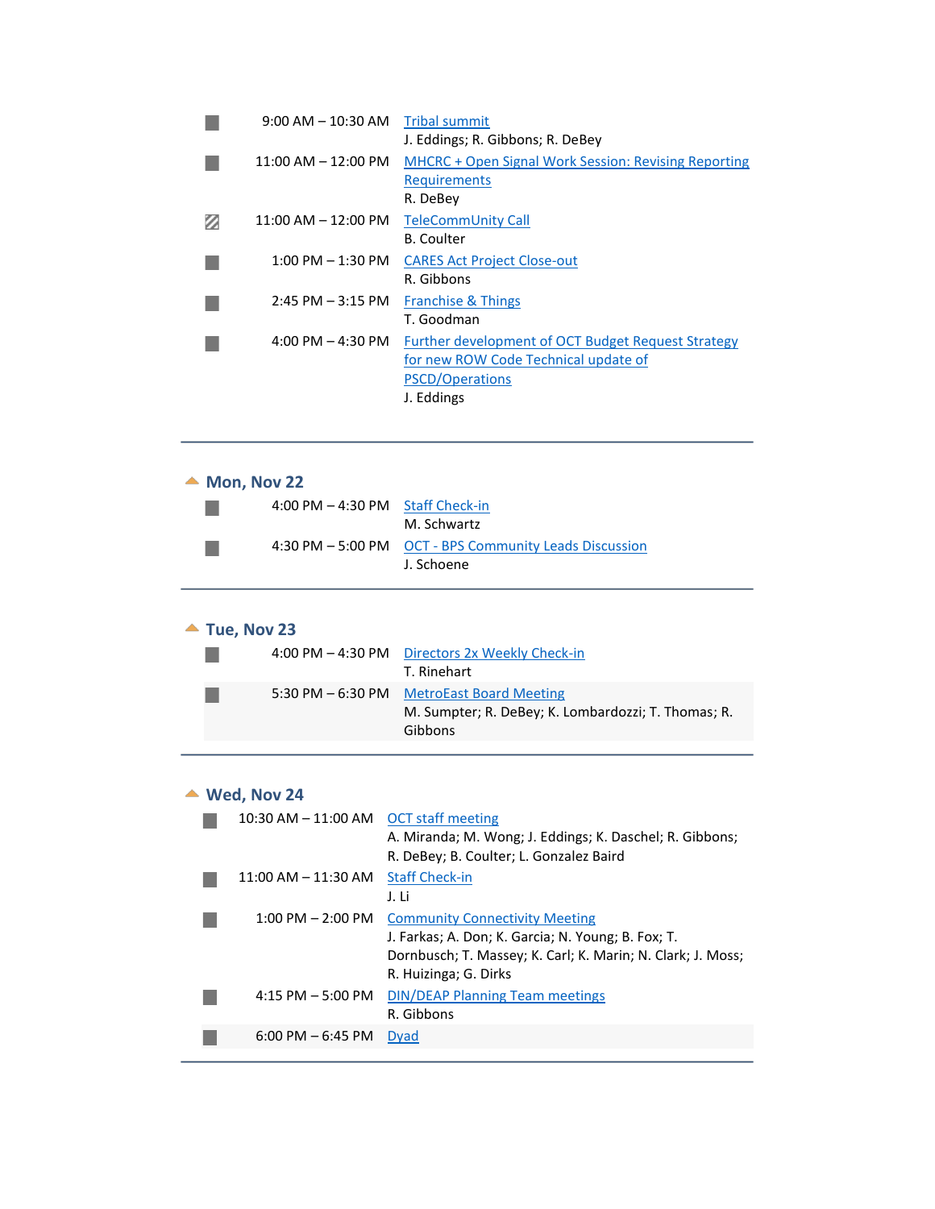| Time | Event |
|---|---|
| 9:00 AM – 10:30 AM | Tribal summit<br>J. Eddings; R. Gibbons; R. DeBey |
| 11:00 AM – 12:00 PM | MHCRC + Open Signal Work Session: Revising Reporting Requirements<br>R. DeBey |
| 11:00 AM – 12:00 PM | TeleCommUnity Call<br>B. Coulter |
| 1:00 PM – 1:30 PM | CARES Act Project Close-out<br>R. Gibbons |
| 2:45 PM – 3:15 PM | Franchise & Things<br>T. Goodman |
| 4:00 PM – 4:30 PM | Further development of OCT Budget Request Strategy for new ROW Code Technical update of PSCD/Operations<br>J. Eddings |

## Mon, Nov 22

| Time | Event |
|---|---|
| 4:00 PM – 4:30 PM | Staff Check-in<br>M. Schwartz |
| 4:30 PM – 5:00 PM | OCT - BPS Community Leads Discussion<br>J. Schoene |

## Tue, Nov 23

| Time | Event |
|---|---|
| 4:00 PM – 4:30 PM | Directors 2x Weekly Check-in<br>T. Rinehart |
| 5:30 PM – 6:30 PM | MetroEast Board Meeting<br>M. Sumpter; R. DeBey; K. Lombardozzi; T. Thomas; R. Gibbons |

## Wed, Nov 24

| Time | Event |
|---|---|
| 10:30 AM – 11:00 AM | OCT staff meeting<br>A. Miranda; M. Wong; J. Eddings; K. Daschel; R. Gibbons; R. DeBey; B. Coulter; L. Gonzalez Baird |
| 11:00 AM – 11:30 AM | Staff Check-in<br>J. Li |
| 1:00 PM – 2:00 PM | Community Connectivity Meeting<br>J. Farkas; A. Don; K. Garcia; N. Young; B. Fox; T. Dornbusch; T. Massey; K. Carl; K. Marin; N. Clark; J. Moss; R. Huizinga; G. Dirks |
| 4:15 PM – 5:00 PM | DIN/DEAP Planning Team meetings<br>R. Gibbons |
| 6:00 PM – 6:45 PM | Dyad |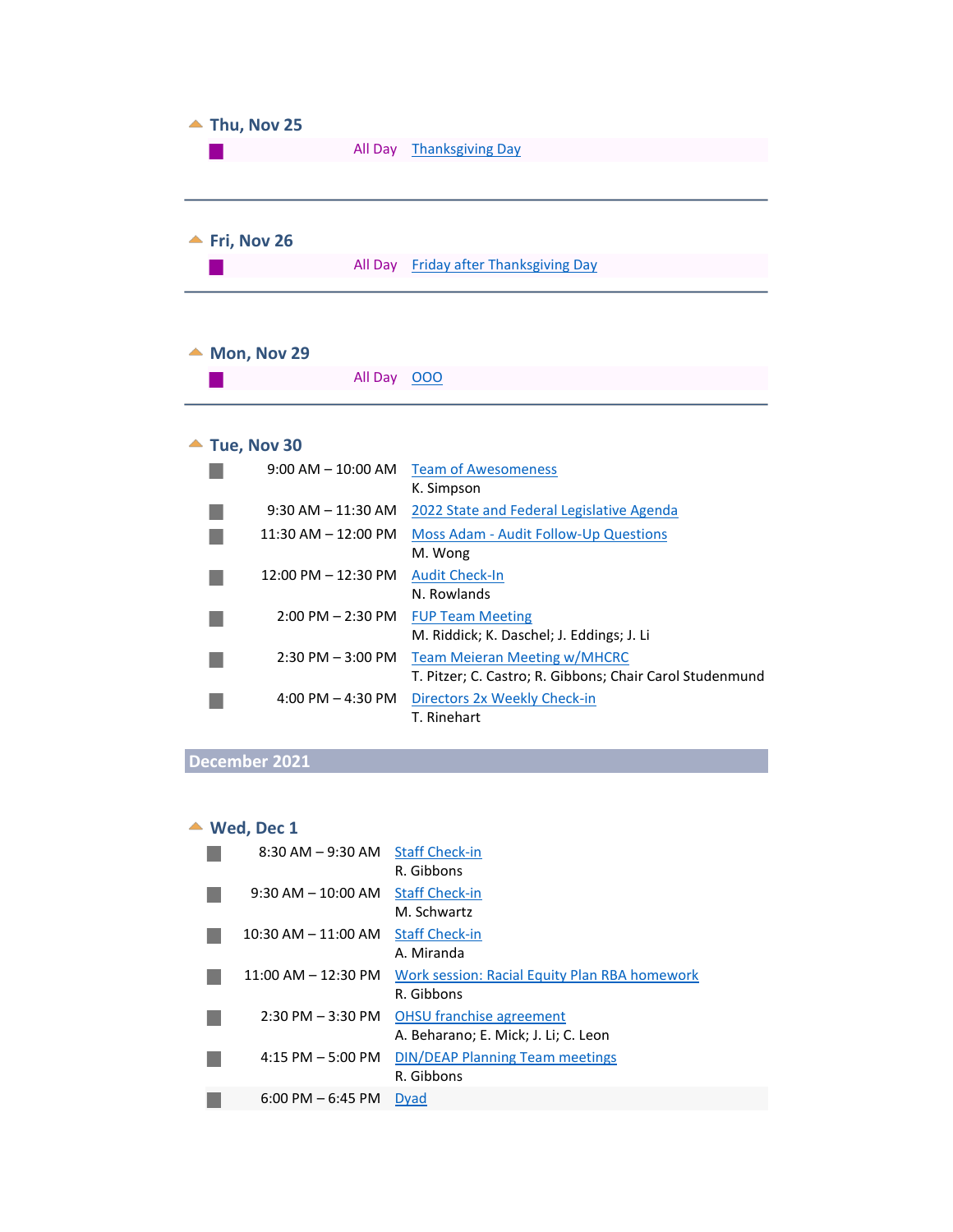### Thu, Nov 25

| | |
|---|---|
| All Day | Thanksgiving Day |

### Fri, Nov 26

| | |
|---|---|
| All Day | Friday after Thanksgiving Day |

### Mon, Nov 29

| | |
|---|---|
| All Day | OOO |

### Tue, Nov 30

| Time | Event |
|---|---|
| 9:00 AM – 10:00 AM | Team of Awesomeness<br>K. Simpson |
| 9:30 AM – 11:30 AM | 2022 State and Federal Legislative Agenda |
| 11:30 AM – 12:00 PM | Moss Adam - Audit Follow-Up Questions<br>M. Wong |
| 12:00 PM – 12:30 PM | Audit Check-In<br>N. Rowlands |
| 2:00 PM – 2:30 PM | FUP Team Meeting<br>M. Riddick; K. Daschel; J. Eddings; J. Li |
| 2:30 PM – 3:00 PM | Team Meieran Meeting w/MHCRC<br>T. Pitzer; C. Castro; R. Gibbons; Chair Carol Studenmund |
| 4:00 PM – 4:30 PM | Directors 2x Weekly Check-in<br>T. Rinehart |

## December 2021

### Wed, Dec 1

| Time | Event |
|---|---|
| 8:30 AM – 9:30 AM | Staff Check-in<br>R. Gibbons |
| 9:30 AM – 10:00 AM | Staff Check-in<br>M. Schwartz |
| 10:30 AM – 11:00 AM | Staff Check-in<br>A. Miranda |
| 11:00 AM – 12:30 PM | Work session: Racial Equity Plan RBA homework<br>R. Gibbons |
| 2:30 PM – 3:30 PM | OHSU franchise agreement<br>A. Beharano; E. Mick; J. Li; C. Leon |
| 4:15 PM – 5:00 PM | DIN/DEAP Planning Team meetings<br>R. Gibbons |
| 6:00 PM – 6:45 PM | Dyad |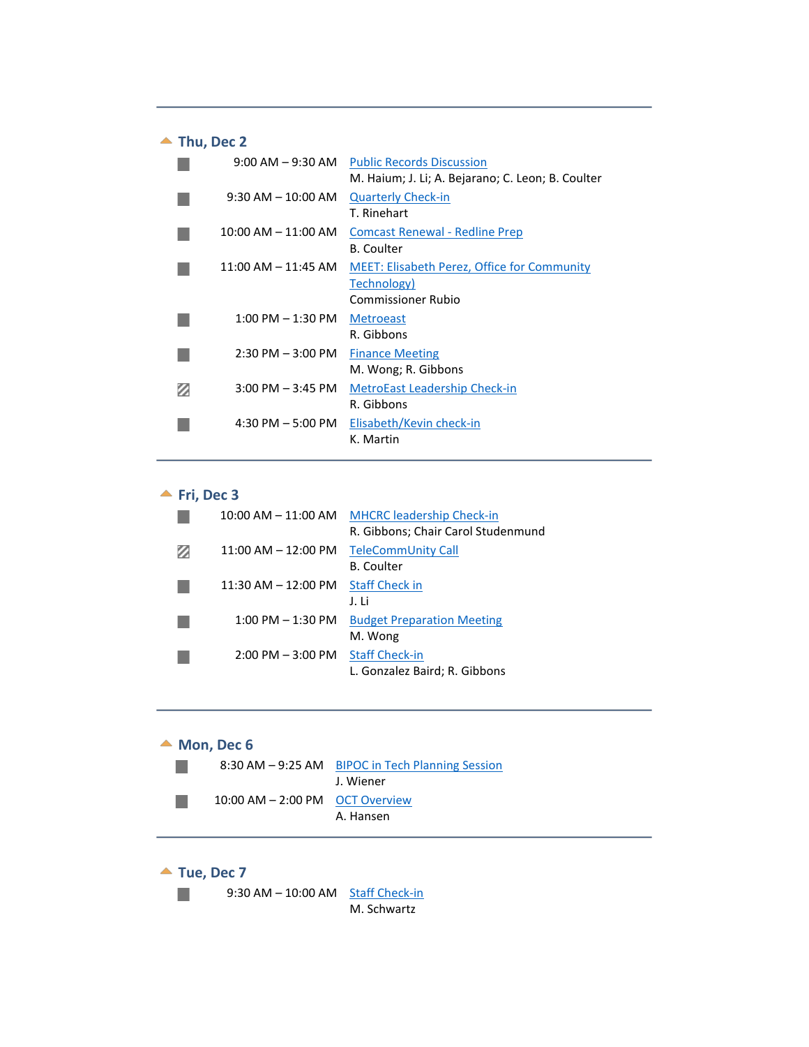## Thu, Dec 2

| Time | Event |
| --- | --- |
| 9:00 AM – 9:30 AM | Public Records Discussion<br>M. Haium; J. Li; A. Bejarano; C. Leon; B. Coulter |
| 9:30 AM – 10:00 AM | Quarterly Check-in<br>T. Rinehart |
| 10:00 AM – 11:00 AM | Comcast Renewal - Redline Prep<br>B. Coulter |
| 11:00 AM – 11:45 AM | MEET: Elisabeth Perez, Office for Community Technology)<br>Commissioner Rubio |
| 1:00 PM – 1:30 PM | Metroeast<br>R. Gibbons |
| 2:30 PM – 3:00 PM | Finance Meeting<br>M. Wong; R. Gibbons |
| 3:00 PM – 3:45 PM | MetroEast Leadership Check-in<br>R. Gibbons |
| 4:30 PM – 5:00 PM | Elisabeth/Kevin check-in<br>K. Martin |

## Fri, Dec 3

| Time | Event |
| --- | --- |
| 10:00 AM – 11:00 AM | MHCRC leadership Check-in<br>R. Gibbons; Chair Carol Studenmund |
| 11:00 AM – 12:00 PM | TeleCommUnity Call<br>B. Coulter |
| 11:30 AM – 12:00 PM | Staff Check in<br>J. Li |
| 1:00 PM – 1:30 PM | Budget Preparation Meeting<br>M. Wong |
| 2:00 PM – 3:00 PM | Staff Check-in<br>L. Gonzalez Baird; R. Gibbons |

## Mon, Dec 6

| Time | Event |
| --- | --- |
| 8:30 AM – 9:25 AM | BIPOC in Tech Planning Session<br>J. Wiener |
| 10:00 AM – 2:00 PM | OCT Overview<br>A. Hansen |

## Tue, Dec 7

| Time | Event |
| --- | --- |
| 9:30 AM – 10:00 AM | Staff Check-in<br>M. Schwartz |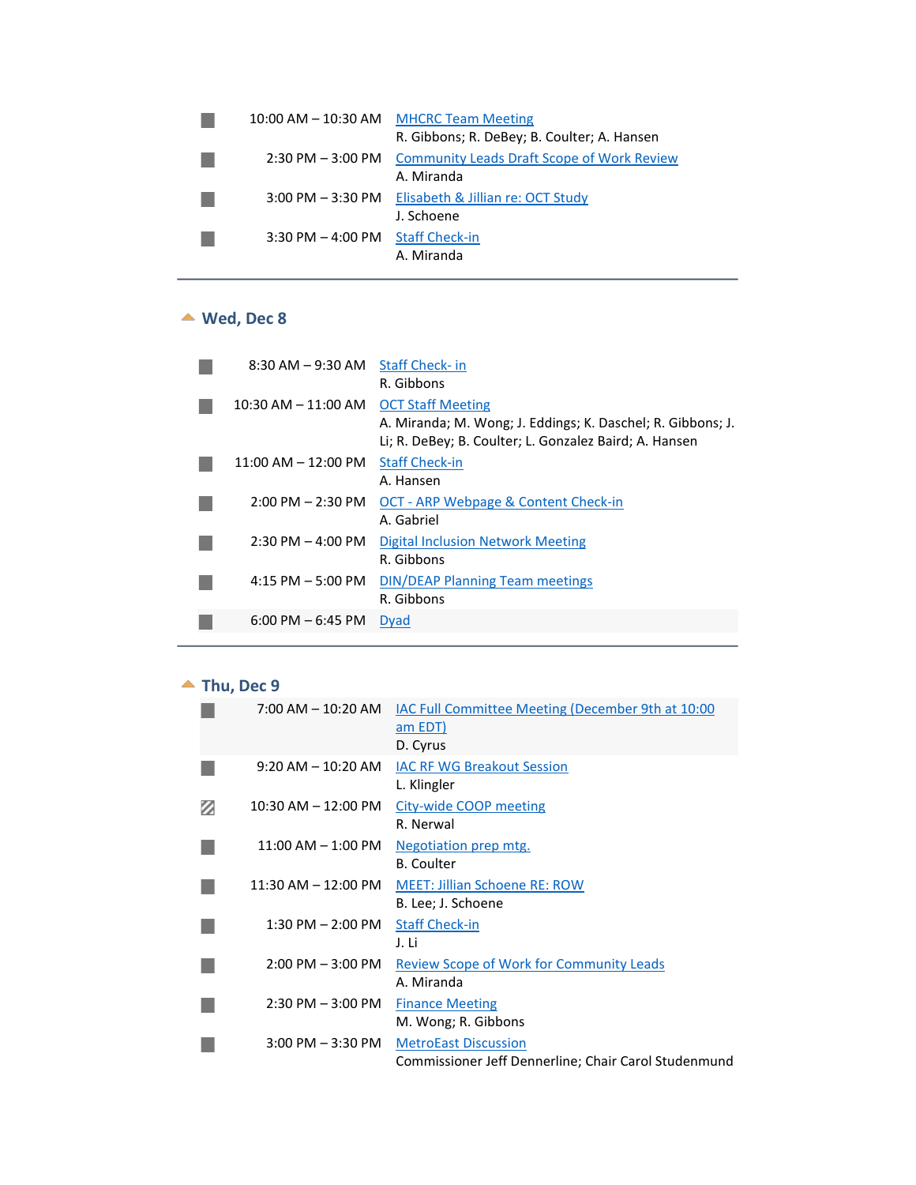| | | |
|---|---|---|
| ■ | 10:00 AM – 10:30 AM | MHCRC Team Meeting<br>R. Gibbons; R. DeBey; B. Coulter; A. Hansen |
| ■ | 2:30 PM – 3:00 PM | Community Leads Draft Scope of Work Review<br>A. Miranda |
| ■ | 3:00 PM – 3:30 PM | Elisabeth & Jillian re: OCT Study<br>J. Schoene |
| ■ | 3:30 PM – 4:00 PM | Staff Check-in<br>A. Miranda |

## Wed, Dec 8

| | | |
|---|---|---|
| ■ | 8:30 AM – 9:30 AM | Staff Check- in<br>R. Gibbons |
| ■ | 10:30 AM – 11:00 AM | OCT Staff Meeting<br>A. Miranda; M. Wong; J. Eddings; K. Daschel; R. Gibbons; J. Li; R. DeBey; B. Coulter; L. Gonzalez Baird; A. Hansen |
| ■ | 11:00 AM – 12:00 PM | Staff Check-in<br>A. Hansen |
| ■ | 2:00 PM – 2:30 PM | OCT - ARP Webpage & Content Check-in<br>A. Gabriel |
| ■ | 2:30 PM – 4:00 PM | Digital Inclusion Network Meeting<br>R. Gibbons |
| ■ | 4:15 PM – 5:00 PM | DIN/DEAP Planning Team meetings<br>R. Gibbons |
| ■ | 6:00 PM – 6:45 PM | Dyad |

## Thu, Dec 9

| | | |
|---|---|---|
| ■ | 7:00 AM – 10:20 AM | IAC Full Committee Meeting (December 9th at 10:00 am EDT)<br>D. Cyrus |
| ■ | 9:20 AM – 10:20 AM | IAC RF WG Breakout Session<br>L. Klingler |
| ▨ | 10:30 AM – 12:00 PM | City-wide COOP meeting<br>R. Nerwal |
| ■ | 11:00 AM – 1:00 PM | Negotiation prep mtg.<br>B. Coulter |
| ■ | 11:30 AM – 12:00 PM | MEET: Jillian Schoene RE: ROW<br>B. Lee; J. Schoene |
| ■ | 1:30 PM – 2:00 PM | Staff Check-in<br>J. Li |
| ■ | 2:00 PM – 3:00 PM | Review Scope of Work for Community Leads<br>A. Miranda |
| ■ | 2:30 PM – 3:00 PM | Finance Meeting<br>M. Wong; R. Gibbons |
| ■ | 3:00 PM – 3:30 PM | MetroEast Discussion<br>Commissioner Jeff Dennerline; Chair Carol Studenmund |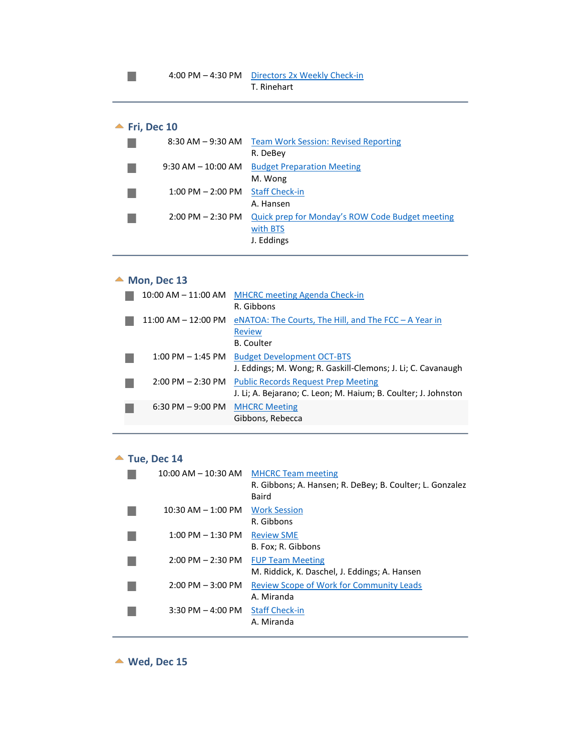- 4:00 PM – 4:30 PM [Directors 2x Weekly Check-in]
  T. Rinehart

## Fri, Dec 10

- 8:30 AM – 9:30 AM [Team Work Session: Revised Reporting]
  R. DeBey
- 9:30 AM – 10:00 AM [Budget Preparation Meeting]
  M. Wong
- 1:00 PM – 2:00 PM [Staff Check-in]
  A. Hansen
- 2:00 PM – 2:30 PM [Quick prep for Monday's ROW Code Budget meeting with BTS]
  J. Eddings

## Mon, Dec 13

- 10:00 AM – 11:00 AM [MHCRC meeting Agenda Check-in]
  R. Gibbons
- 11:00 AM – 12:00 PM [eNATOA: The Courts, The Hill, and The FCC – A Year in Review]
  B. Coulter
- 1:00 PM – 1:45 PM [Budget Development OCT-BTS]
  J. Eddings; M. Wong; R. Gaskill-Clemons; J. Li; C. Cavanaugh
- 2:00 PM – 2:30 PM [Public Records Request Prep Meeting]
  J. Li; A. Bejarano; C. Leon; M. Haium; B. Coulter; J. Johnston
- 6:30 PM – 9:00 PM [MHCRC Meeting]
  Gibbons, Rebecca

## Tue, Dec 14

- 10:00 AM – 10:30 AM [MHCRC Team meeting]
  R. Gibbons; A. Hansen; R. DeBey; B. Coulter; L. Gonzalez Baird
- 10:30 AM – 1:00 PM [Work Session]
  R. Gibbons
- 1:00 PM – 1:30 PM [Review SME]
  B. Fox; R. Gibbons
- 2:00 PM – 2:30 PM [FUP Team Meeting]
  M. Riddick, K. Daschel, J. Eddings; A. Hansen
- 2:00 PM – 3:00 PM [Review Scope of Work for Community Leads]
  A. Miranda
- 3:30 PM – 4:00 PM [Staff Check-in]
  A. Miranda

## Wed, Dec 15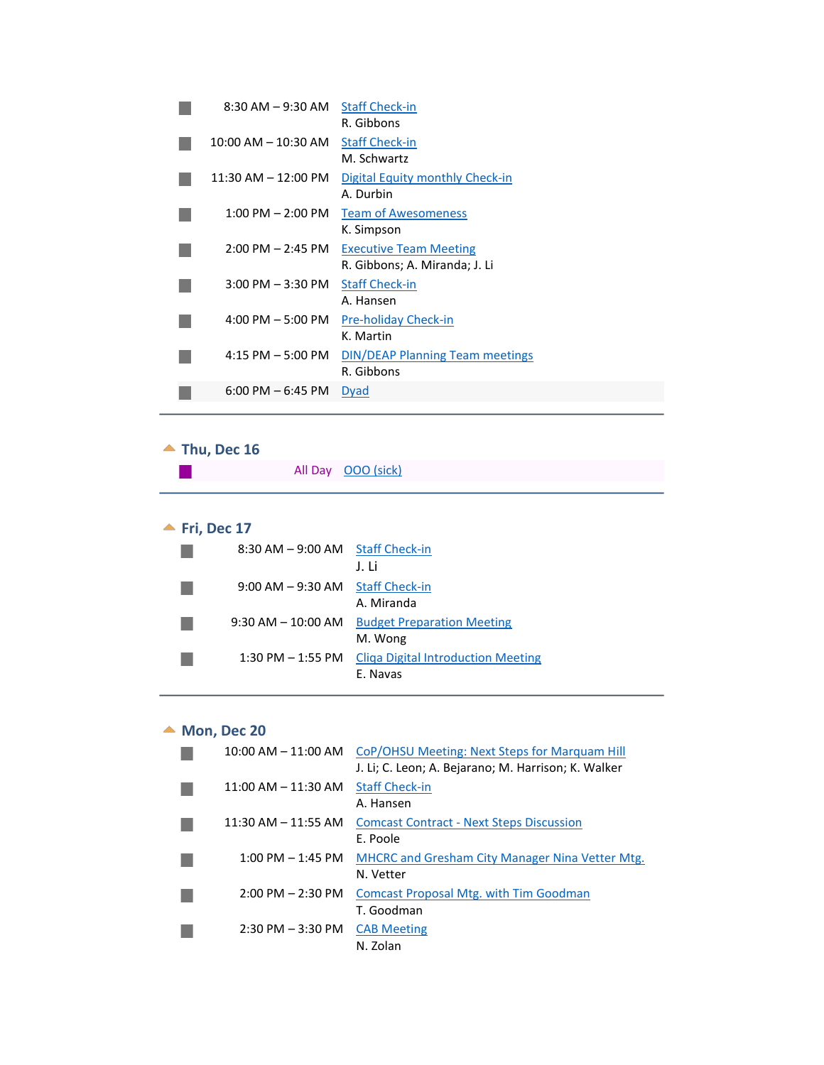- 8:30 AM – 9:30 AM [Staff Check-in]
  R. Gibbons
- 10:00 AM – 10:30 AM [Staff Check-in]
  M. Schwartz
- 11:30 AM – 12:00 PM [Digital Equity monthly Check-in]
  A. Durbin
- 1:00 PM – 2:00 PM [Team of Awesomeness]
  K. Simpson
- 2:00 PM – 2:45 PM [Executive Team Meeting]
  R. Gibbons; A. Miranda; J. Li
- 3:00 PM – 3:30 PM [Staff Check-in]
  A. Hansen
- 4:00 PM – 5:00 PM [Pre-holiday Check-in]
  K. Martin
- 4:15 PM – 5:00 PM [DIN/DEAP Planning Team meetings]
  R. Gibbons
- 6:00 PM – 6:45 PM [Dyad]

---

## Thu, Dec 16

- All Day [OOO (sick)]

---

## Fri, Dec 17

- 8:30 AM – 9:00 AM [Staff Check-in]
  J. Li
- 9:00 AM – 9:30 AM [Staff Check-in]
  A. Miranda
- 9:30 AM – 10:00 AM [Budget Preparation Meeting]
  M. Wong
- 1:30 PM – 1:55 PM [Cliqa Digital Introduction Meeting]
  E. Navas

---

## Mon, Dec 20

- 10:00 AM – 11:00 AM [CoP/OHSU Meeting: Next Steps for Marquam Hill]
  J. Li; C. Leon; A. Bejarano; M. Harrison; K. Walker
- 11:00 AM – 11:30 AM [Staff Check-in]
  A. Hansen
- 11:30 AM – 11:55 AM [Comcast Contract - Next Steps Discussion]
  E. Poole
- 1:00 PM – 1:45 PM [MHCRC and Gresham City Manager Nina Vetter Mtg.]
  N. Vetter
- 2:00 PM – 2:30 PM [Comcast Proposal Mtg. with Tim Goodman]
  T. Goodman
- 2:30 PM – 3:30 PM [CAB Meeting]
  N. Zolan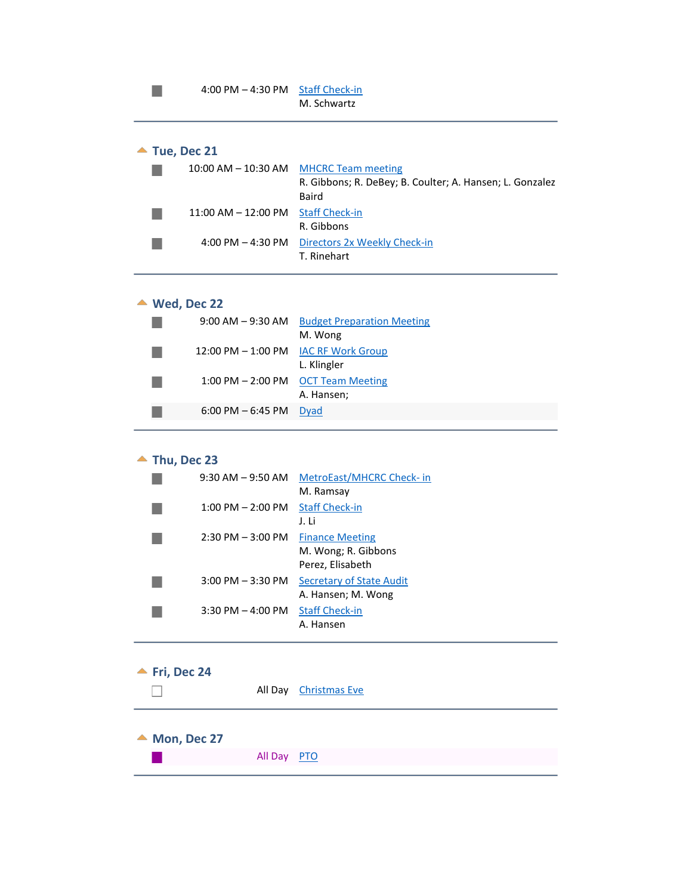4:00 PM – 4:30 PM Staff Check-in
M. Schwartz

---

## Tue, Dec 21

- 10:00 AM – 10:30 AM MHCRC Team meeting
  R. Gibbons; R. DeBey; B. Coulter; A. Hansen; L. Gonzalez Baird
- 11:00 AM – 12:00 PM Staff Check-in
  R. Gibbons
- 4:00 PM – 4:30 PM Directors 2x Weekly Check-in
  T. Rinehart

---

## Wed, Dec 22

- 9:00 AM – 9:30 AM Budget Preparation Meeting
  M. Wong
- 12:00 PM – 1:00 PM IAC RF Work Group
  L. Klingler
- 1:00 PM – 2:00 PM OCT Team Meeting
  A. Hansen;
- 6:00 PM – 6:45 PM Dyad

---

## Thu, Dec 23

- 9:30 AM – 9:50 AM MetroEast/MHCRC Check- in
  M. Ramsay
- 1:00 PM – 2:00 PM Staff Check-in
  J. Li
- 2:30 PM – 3:00 PM Finance Meeting
  M. Wong; R. Gibbons
  Perez, Elisabeth
- 3:00 PM – 3:30 PM Secretary of State Audit
  A. Hansen; M. Wong
- 3:30 PM – 4:00 PM Staff Check-in
  A. Hansen

---

## Fri, Dec 24

- All Day Christmas Eve

---

## Mon, Dec 27

- All Day PTO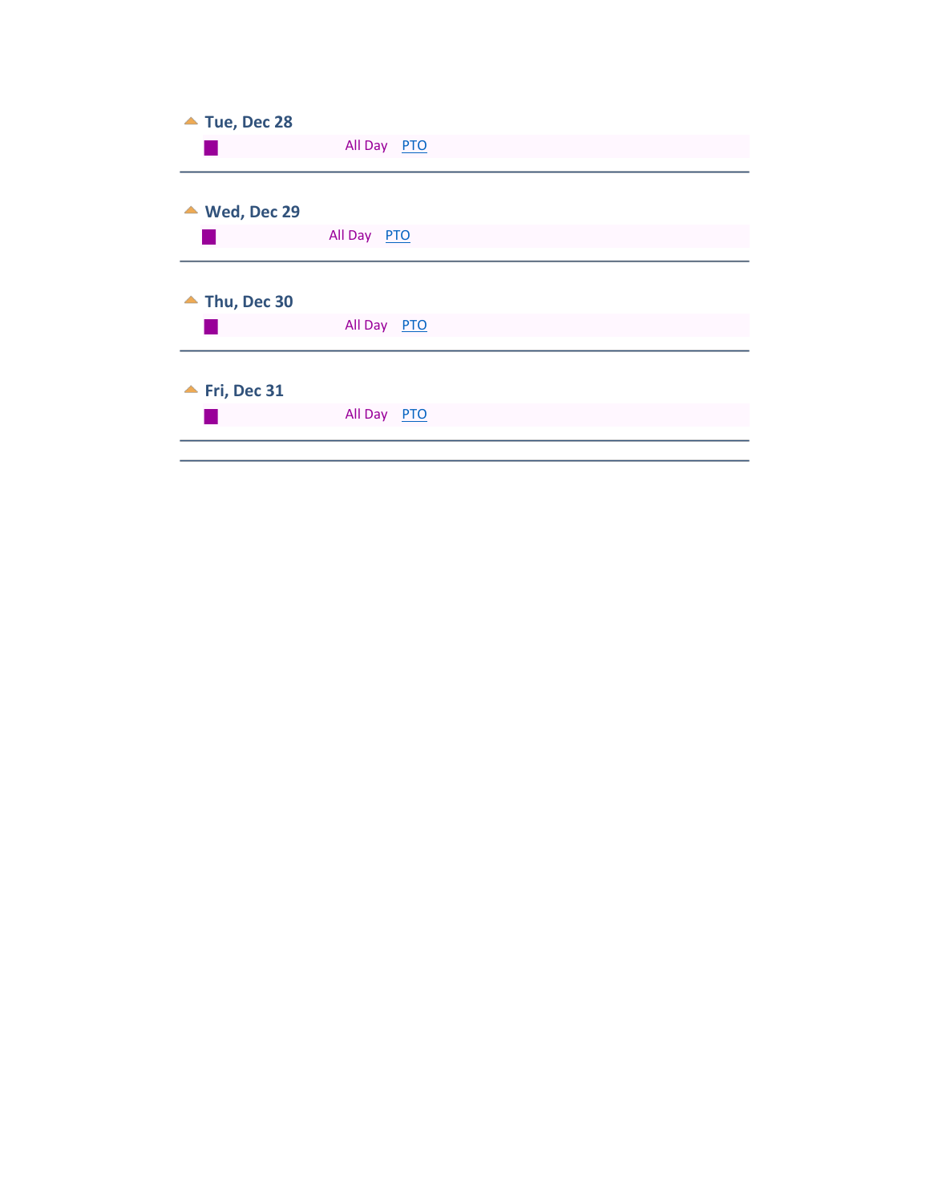### Tue, Dec 28

All Day PTO

---

### Wed, Dec 29

All Day PTO

---

### Thu, Dec 30

All Day PTO

---

### Fri, Dec 31

All Day PTO

---